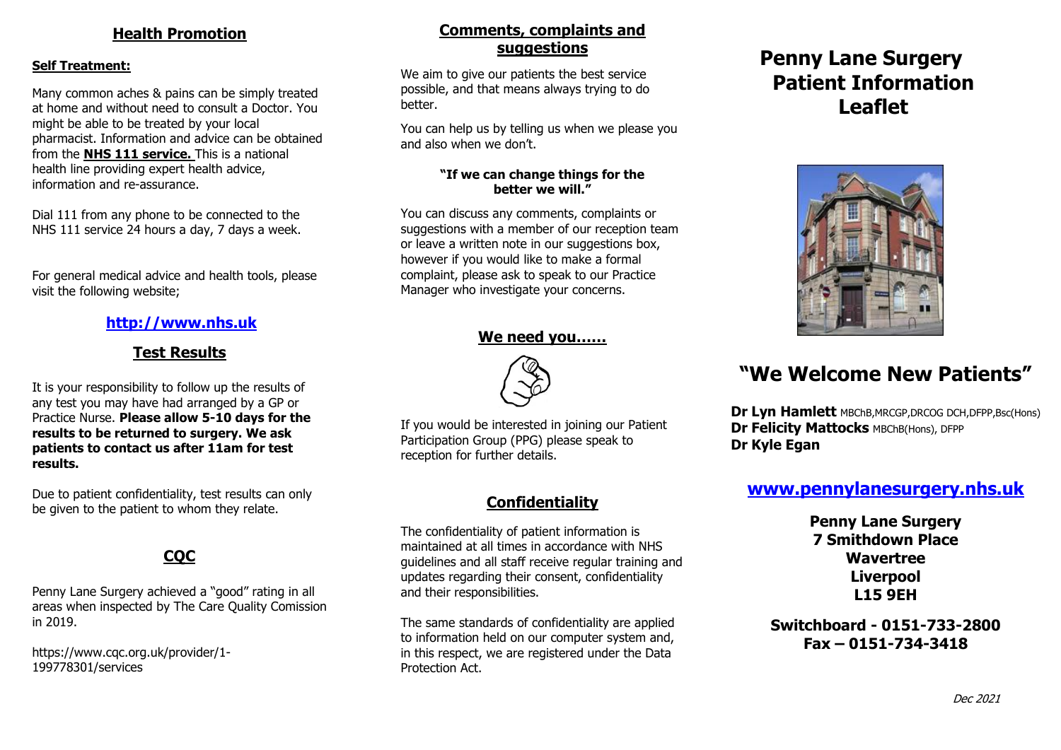## Health Promotion

**Self Treatment:**

Many common aches & pains can be simply treated at home and without need to consult a Doctor. You might be able to be treated by your local pharmacist. Information and advice can be obtained from the **NHS 111 service.** This is a national health line providing expert health advice, information and re-assurance.

Dial 111 from any phone to be connected to the NHS 111 service 24 hours a day, 7 days a week.

For general medical advice and health tools, please visit the following website;

**http://www.nhs.uk**

## Test Results

It is your responsibility to follow up the results of any test you may have had arranged by a GP or Practice Nurse. **Please allow 5-10 days for the results to be returned to surgery. We ask patients to contact us after 11am for test results.**

Due to patient confidentiality, test results can only be given to the patient to whom they relate.

## CQC

Penny Lane Surgery achieved a "good" rating in all areas when inspected by The Care Quality Comission in 2019.

https://www.cqc.org.uk/provider/1-199778301/services

## Comments, complaints and suggestions

We aim to give our patients the best service possible, and that means always trying to do better.

You can help us by telling us when we please you and also when we don't.

**"If we can change things for the better we will."**

You can discuss any comments, complaints or suggestions with a member of our reception team or leave a written note in our suggestions box, however if you would like to make a formal complaint, please ask to speak to our Practice Manager who investigate your concerns.

## We need you……

If you would be interested in joining our Patient Participation Group (PPG) please speak to reception for further details.

## Confidentiality

The confidentiality of patient information is maintained at all times in accordance with NHS guidelines and all staff receive regular training and updates regarding their consent, confidentiality and their responsibilities.

The same standards of confidentiality are applied to information held on our computer system and, in this respect, we are registered under the Data Protection Act.

# Penny Lane Surgery Patient Information Leaflet

## "We Welcome New Patients"

**Dr Lyn Hamlett** MBChB,MRCGP,DRCOG DCH,DFPP,Bsc(Hons)
**Dr Felicity Mattocks** MBChB(Hons), DFPP
**Dr Kyle Egan**

**www.pennylanesurgery.nhs.uk**

**Penny Lane Surgery**
**7 Smithdown Place**
**Wavertree**
**Liverpool**
**L15 9EH**

**Switchboard - 0151-733-2800**
**Fax – 0151-734-3418**

*Dec 2021*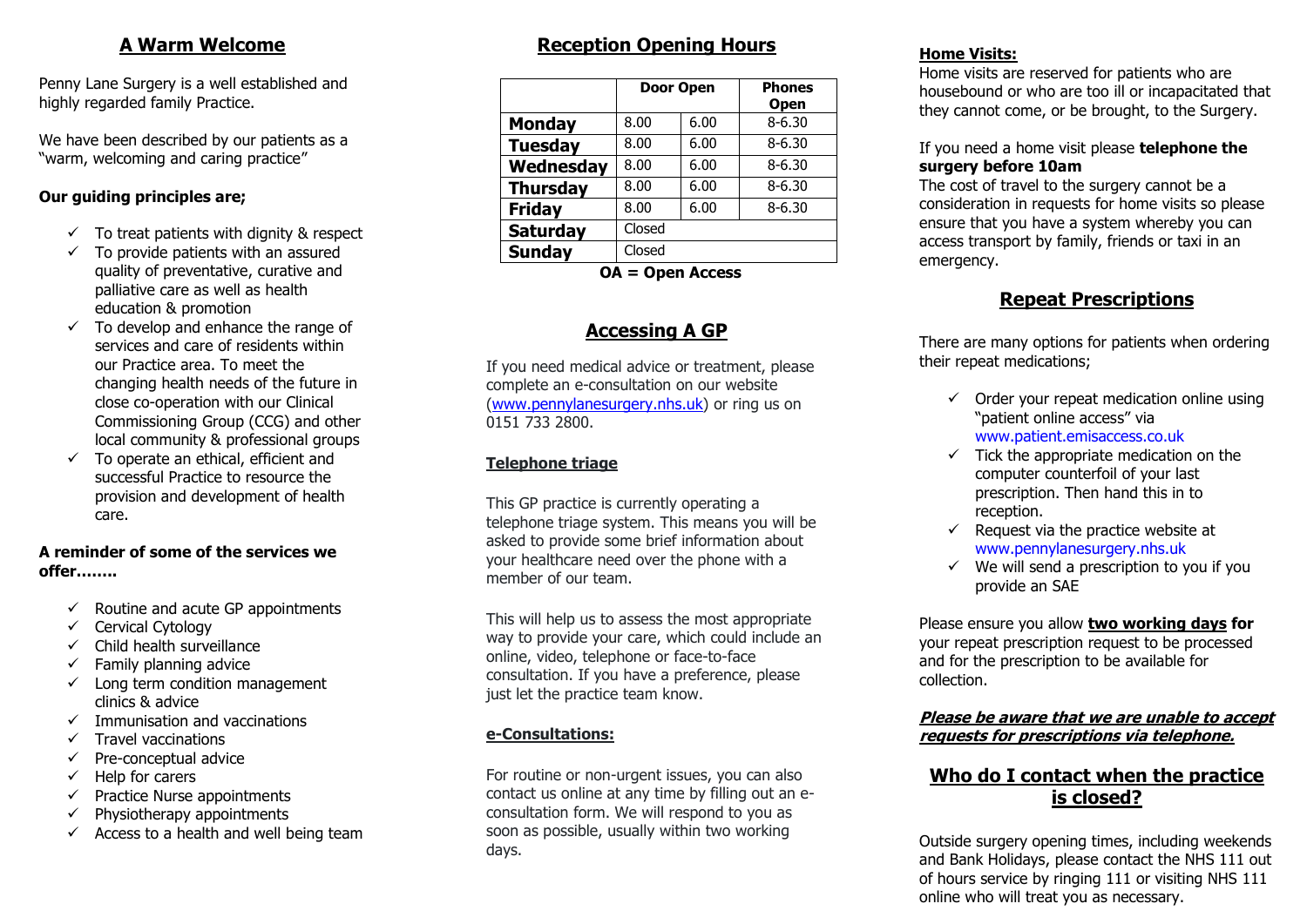## A Warm Welcome

Penny Lane Surgery is a well established and highly regarded family Practice.

We have been described by our patients as a "warm, welcoming and caring practice"

**Our guiding principles are;**

- ✓ To treat patients with dignity & respect
- ✓ To provide patients with an assured quality of preventative, curative and palliative care as well as health education & promotion
- ✓ To develop and enhance the range of services and care of residents within our Practice area. To meet the changing health needs of the future in close co-operation with our Clinical Commissioning Group (CCG) and other local community & professional groups
- ✓ To operate an ethical, efficient and successful Practice to resource the provision and development of health care.

**A reminder of some of the services we offer……..**

- ✓ Routine and acute GP appointments
- ✓ Cervical Cytology
- ✓ Child health surveillance
- ✓ Family planning advice
- ✓ Long term condition management clinics & advice
- ✓ Immunisation and vaccinations
- ✓ Travel vaccinations
- ✓ Pre-conceptual advice
- ✓ Help for carers
- ✓ Practice Nurse appointments
- ✓ Physiotherapy appointments
- ✓ Access to a health and well being team

## Reception Opening Hours

| | Door Open | | Phones Open |
|---|---|---|---|
| **Monday** | 8.00 | 6.00 | 8-6.30 |
| **Tuesday** | 8.00 | 6.00 | 8-6.30 |
| **Wednesday** | 8.00 | 6.00 | 8-6.30 |
| **Thursday** | 8.00 | 6.00 | 8-6.30 |
| **Friday** | 8.00 | 6.00 | 8-6.30 |
| **Saturday** | Closed | | |
| **Sunday** | Closed | | |

**OA = Open Access**

## Accessing A GP

If you need medical advice or treatment, please complete an e-consultation on our website (www.pennylanesurgery.nhs.uk) or ring us on 0151 733 2800.

### Telephone triage

This GP practice is currently operating a telephone triage system. This means you will be asked to provide some brief information about your healthcare need over the phone with a member of our team.

This will help us to assess the most appropriate way to provide your care, which could include an online, video, telephone or face-to-face consultation. If you have a preference, please just let the practice team know.

### e-Consultations:

For routine or non-urgent issues, you can also contact us online at any time by filling out an e-consultation form. We will respond to you as soon as possible, usually within two working days.

### Home Visits:

Home visits are reserved for patients who are housebound or who are too ill or incapacitated that they cannot come, or be brought, to the Surgery.

If you need a home visit please **telephone the surgery before 10am**

The cost of travel to the surgery cannot be a consideration in requests for home visits so please ensure that you have a system whereby you can access transport by family, friends or taxi in an emergency.

## Repeat Prescriptions

There are many options for patients when ordering their repeat medications;

- ✓ Order your repeat medication online using "patient online access" via www.patient.emisaccess.co.uk
- ✓ Tick the appropriate medication on the computer counterfoil of your last prescription. Then hand this in to reception.
- ✓ Request via the practice website at www.pennylanesurgery.nhs.uk
- ✓ We will send a prescription to you if you provide an SAE

Please ensure you allow **two working days for** your repeat prescription request to be processed and for the prescription to be available for collection.

***Please be aware that we are unable to accept requests for prescriptions via telephone.***

## Who do I contact when the practice is closed?

Outside surgery opening times, including weekends and Bank Holidays, please contact the NHS 111 out of hours service by ringing 111 or visiting NHS 111 online who will treat you as necessary.